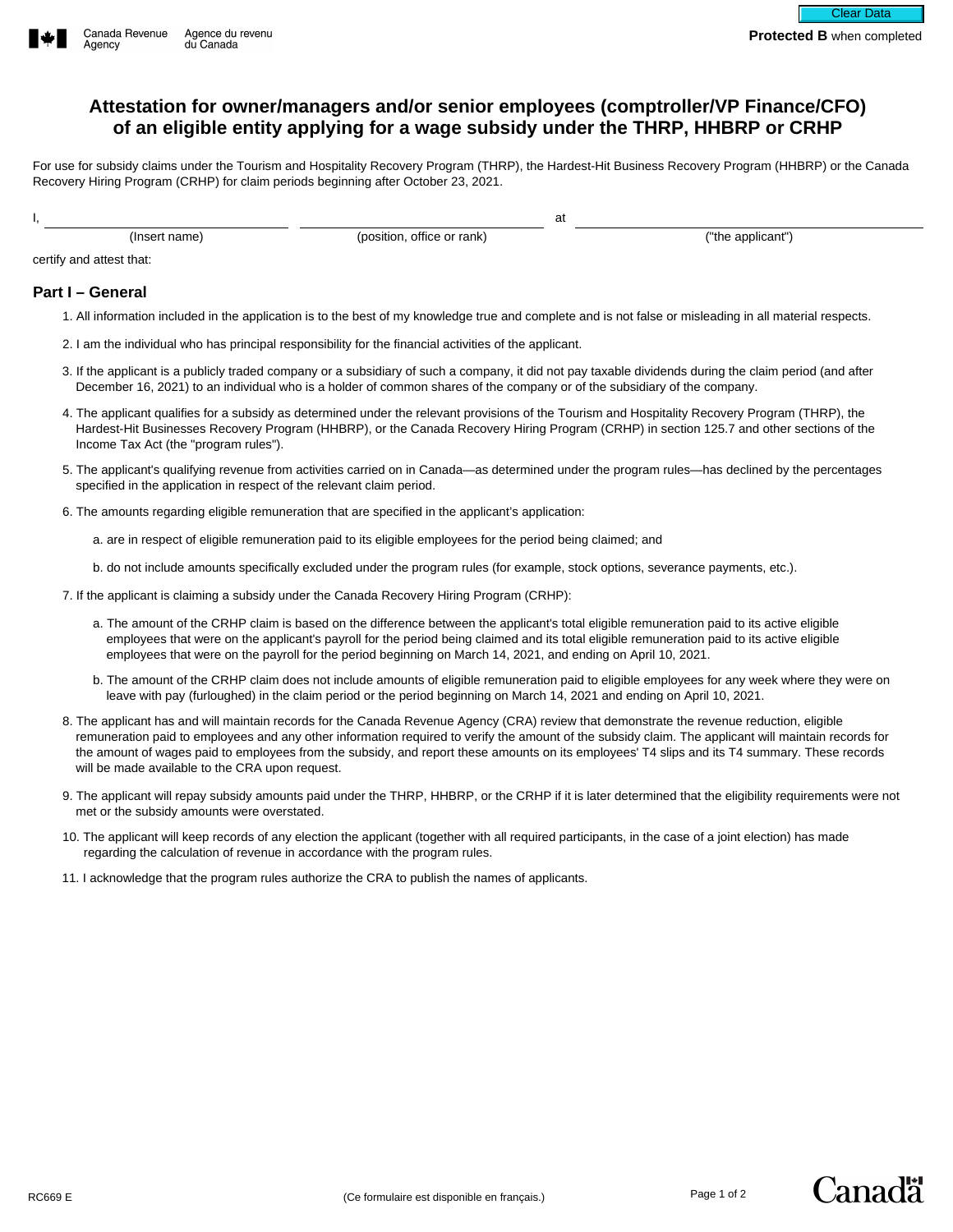Protected B when completed

# Attestation for owner/managers and/or senior employees (comptroller/VP Finance/CFO) of an eligible entity applying for a wage subsidy under the THRP, HHBRP or CRHP

For use for subsidy claims under the Tourism and Hospitality Recovery Program (THRP), the Hardest-Hit Business Recovery Program (HHBRP) or the Canada Recovery Hiring Program (CRHP) for claim periods beginning after October 23, 2021.

I, ______________________ ______________________ at ______________________
(Insert name) (position, office or rank) ("the applicant")

certify and attest that:

## Part I – General

1. All information included in the application is to the best of my knowledge true and complete and is not false or misleading in all material respects.

2. I am the individual who has principal responsibility for the financial activities of the applicant.

3. If the applicant is a publicly traded company or a subsidiary of such a company, it did not pay taxable dividends during the claim period (and after December 16, 2021) to an individual who is a holder of common shares of the company or of the subsidiary of the company.

4. The applicant qualifies for a subsidy as determined under the relevant provisions of the Tourism and Hospitality Recovery Program (THRP), the Hardest-Hit Businesses Recovery Program (HHBRP), or the Canada Recovery Hiring Program (CRHP) in section 125.7 and other sections of the Income Tax Act (the "program rules").

5. The applicant's qualifying revenue from activities carried on in Canada—as determined under the program rules—has declined by the percentages specified in the application in respect of the relevant claim period.

6. The amounts regarding eligible remuneration that are specified in the applicant's application:

   a. are in respect of eligible remuneration paid to its eligible employees for the period being claimed; and

   b. do not include amounts specifically excluded under the program rules (for example, stock options, severance payments, etc.).

7. If the applicant is claiming a subsidy under the Canada Recovery Hiring Program (CRHP):

   a. The amount of the CRHP claim is based on the difference between the applicant's total eligible remuneration paid to its active eligible employees that were on the applicant's payroll for the period being claimed and its total eligible remuneration paid to its active eligible employees that were on the payroll for the period beginning on March 14, 2021, and ending on April 10, 2021.

   b. The amount of the CRHP claim does not include amounts of eligible remuneration paid to eligible employees for any week where they were on leave with pay (furloughed) in the claim period or the period beginning on March 14, 2021 and ending on April 10, 2021.

8. The applicant has and will maintain records for the Canada Revenue Agency (CRA) review that demonstrate the revenue reduction, eligible remuneration paid to employees and any other information required to verify the amount of the subsidy claim. The applicant will maintain records for the amount of wages paid to employees from the subsidy, and report these amounts on its employees' T4 slips and its T4 summary. These records will be made available to the CRA upon request.

9. The applicant will repay subsidy amounts paid under the THRP, HHBRP, or the CRHP if it is later determined that the eligibility requirements were not met or the subsidy amounts were overstated.

10. The applicant will keep records of any election the applicant (together with all required participants, in the case of a joint election) has made regarding the calculation of revenue in accordance with the program rules.

11. I acknowledge that the program rules authorize the CRA to publish the names of applicants.

RC669 E (Ce formulaire est disponible en français.)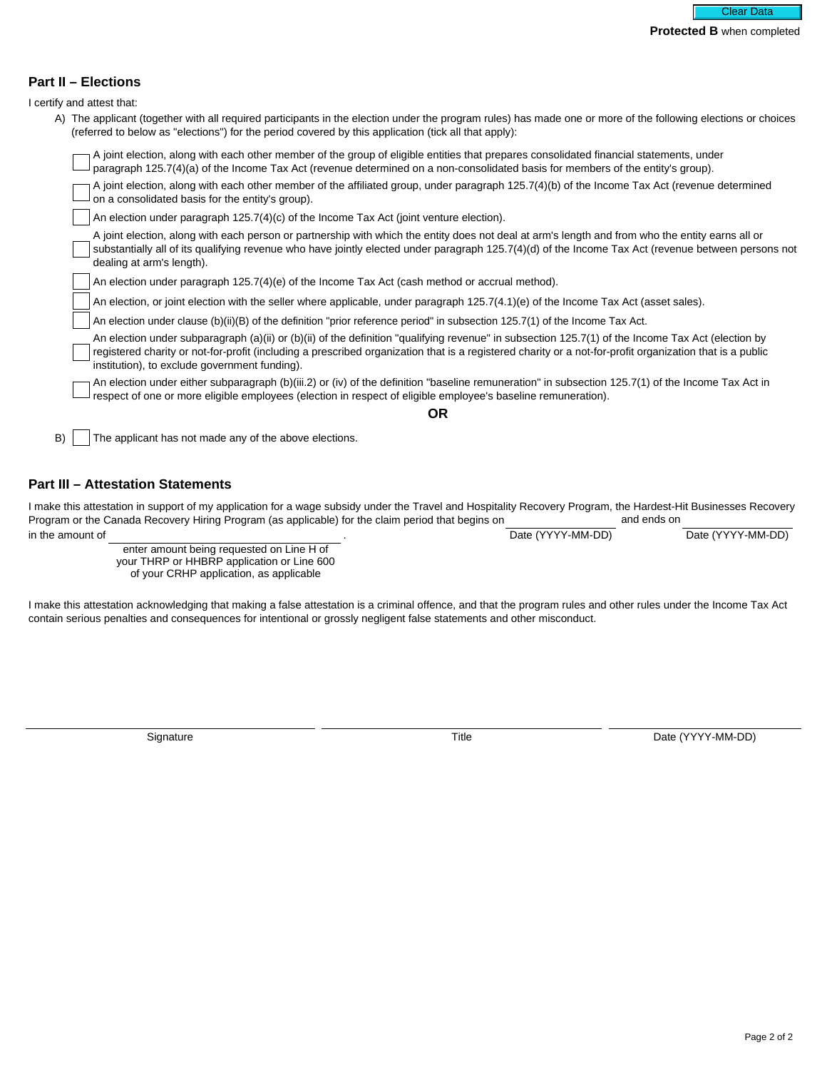Clear Data

**Protected B** when completed

## Part II – Elections

I certify and attest that:

A) The applicant (together with all required participants in the election under the program rules) has made one or more of the following elections or choices (referred to below as "elections") for the period covered by this application (tick all that apply):

- ☐ A joint election, along with each other member of the group of eligible entities that prepares consolidated financial statements, under paragraph 125.7(4)(a) of the Income Tax Act (revenue determined on a non-consolidated basis for members of the entity's group).
- ☐ A joint election, along with each other member of the affiliated group, under paragraph 125.7(4)(b) of the Income Tax Act (revenue determined on a consolidated basis for the entity's group).
- ☐ An election under paragraph 125.7(4)(c) of the Income Tax Act (joint venture election).
- ☐ A joint election, along with each person or partnership with which the entity does not deal at arm's length and from who the entity earns all or substantially all of its qualifying revenue who have jointly elected under paragraph 125.7(4)(d) of the Income Tax Act (revenue between persons not dealing at arm's length).
- ☐ An election under paragraph 125.7(4)(e) of the Income Tax Act (cash method or accrual method).
- ☐ An election, or joint election with the seller where applicable, under paragraph 125.7(4.1)(e) of the Income Tax Act (asset sales).
- ☐ An election under clause (b)(ii)(B) of the definition "prior reference period" in subsection 125.7(1) of the Income Tax Act.
- ☐ An election under subparagraph (a)(ii) or (b)(ii) of the definition "qualifying revenue" in subsection 125.7(1) of the Income Tax Act (election by registered charity or not-for-profit (including a prescribed organization that is a registered charity or a not-for-profit organization that is a public institution), to exclude government funding).
- ☐ An election under either subparagraph (b)(iii.2) or (iv) of the definition "baseline remuneration" in subsection 125.7(1) of the Income Tax Act in respect of one or more eligible employees (election in respect of eligible employee's baseline remuneration).

**OR**

B) ☐ The applicant has not made any of the above elections.

## Part III – Attestation Statements

I make this attestation in support of my application for a wage subsidy under the Travel and Hospitality Recovery Program, the Hardest-Hit Businesses Recovery Program or the Canada Recovery Hiring Program (as applicable) for the claim period that begins on ____________ (Date (YYYY-MM-DD)) and ends on ____________ (Date (YYYY-MM-DD)) in the amount of ____________________ (enter amount being requested on Line H of your THRP or HHBRP application or Line 600 of your CRHP application, as applicable).

I make this attestation acknowledging that making a false attestation is a criminal offence, and that the program rules and other rules under the Income Tax Act contain serious penalties and consequences for intentional or grossly negligent false statements and other misconduct.

| Signature | Title | Date (YYYY-MM-DD) |
|---|---|---|
| | | |